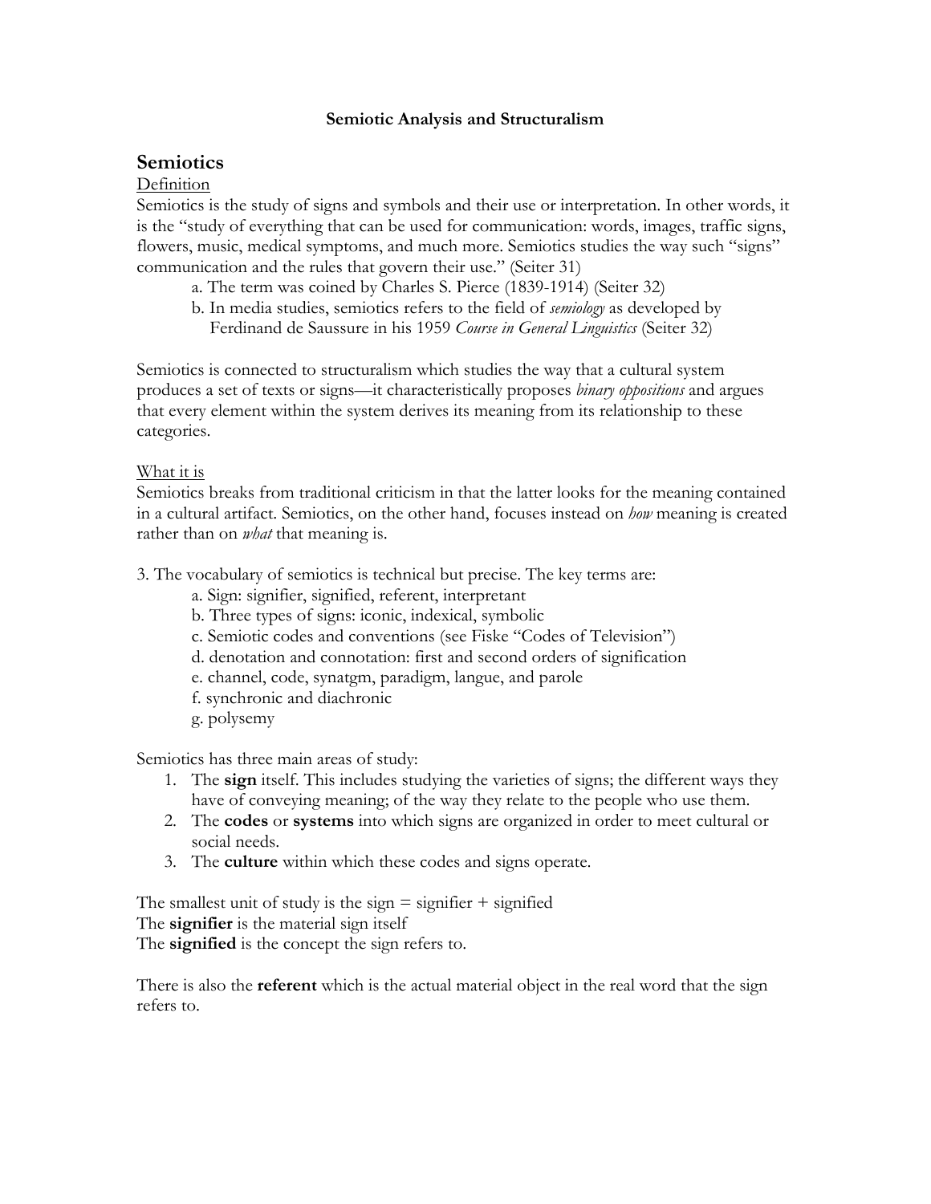# Semiotic Analysis and Structuralism

## Semiotics

Definition

Semiotics is the study of signs and symbols and their use or interpretation. In other words, it is the "study of everything that can be used for communication: words, images, traffic signs, flowers, music, medical symptoms, and much more. Semiotics studies the way such "signs" communication and the rules that govern their use." (Seiter 31)

a. The term was coined by Charles S. Pierce (1839-1914) (Seiter 32)

b. In media studies, semiotics refers to the field of *semiology* as developed by Ferdinand de Saussure in his 1959 *Course in General Linguistics* (Seiter 32)

Semiotics is connected to structuralism which studies the way that a cultural system produces a set of texts or signs—it characteristically proposes *binary oppositions* and argues that every element within the system derives its meaning from its relationship to these categories.

What it is

Semiotics breaks from traditional criticism in that the latter looks for the meaning contained in a cultural artifact. Semiotics, on the other hand, focuses instead on *how* meaning is created rather than on *what* that meaning is.

3. The vocabulary of semiotics is technical but precise. The key terms are:

a. Sign: signifier, signified, referent, interpretant

b. Three types of signs: iconic, indexical, symbolic

c. Semiotic codes and conventions (see Fiske "Codes of Television")

d. denotation and connotation: first and second orders of signification

e. channel, code, synatgm, paradigm, langue, and parole

f. synchronic and diachronic

g. polysemy

Semiotics has three main areas of study:

1. The **sign** itself. This includes studying the varieties of signs; the different ways they have of conveying meaning; of the way they relate to the people who use them.
2. The **codes** or **systems** into which signs are organized in order to meet cultural or social needs.
3. The **culture** within which these codes and signs operate.

The smallest unit of study is the sign = signifier + signified

The **signifier** is the material sign itself

The **signified** is the concept the sign refers to.

There is also the **referent** which is the actual material object in the real word that the sign refers to.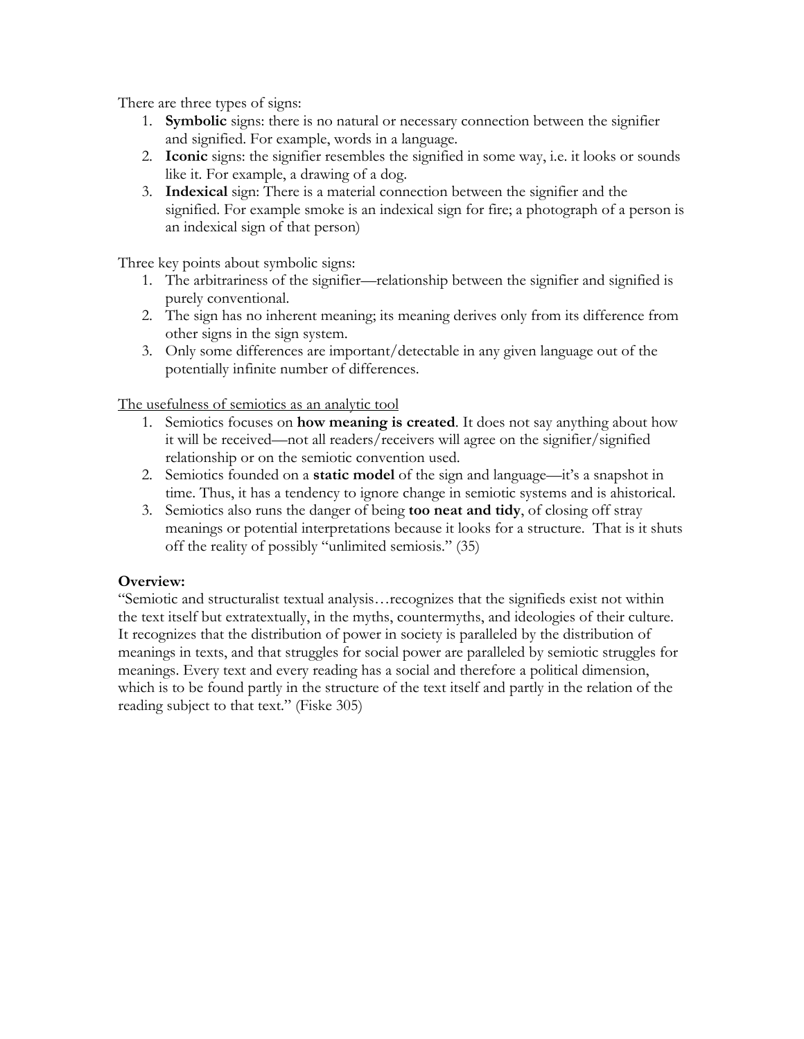There are three types of signs:

1. **Symbolic** signs: there is no natural or necessary connection between the signifier and signified. For example, words in a language.
2. **Iconic** signs: the signifier resembles the signified in some way, i.e. it looks or sounds like it. For example, a drawing of a dog.
3. **Indexical** sign: There is a material connection between the signifier and the signified. For example smoke is an indexical sign for fire; a photograph of a person is an indexical sign of that person)

Three key points about symbolic signs:

1. The arbitrariness of the signifier—relationship between the signifier and signified is purely conventional.
2. The sign has no inherent meaning; its meaning derives only from its difference from other signs in the sign system.
3. Only some differences are important/detectable in any given language out of the potentially infinite number of differences.

<u>The usefulness of semiotics as an analytic tool</u>

1. Semiotics focuses on **how meaning is created**. It does not say anything about how it will be received—not all readers/receivers will agree on the signifier/signified relationship or on the semiotic convention used.
2. Semiotics founded on a **static model** of the sign and language—it's a snapshot in time. Thus, it has a tendency to ignore change in semiotic systems and is ahistorical.
3. Semiotics also runs the danger of being **too neat and tidy**, of closing off stray meanings or potential interpretations because it looks for a structure. That is it shuts off the reality of possibly "unlimited semiosis." (35)

**Overview:**

"Semiotic and structuralist textual analysis…recognizes that the signifieds exist not within the text itself but extratextually, in the myths, countermyths, and ideologies of their culture. It recognizes that the distribution of power in society is paralleled by the distribution of meanings in texts, and that struggles for social power are paralleled by semiotic struggles for meanings. Every text and every reading has a social and therefore a political dimension, which is to be found partly in the structure of the text itself and partly in the relation of the reading subject to that text." (Fiske 305)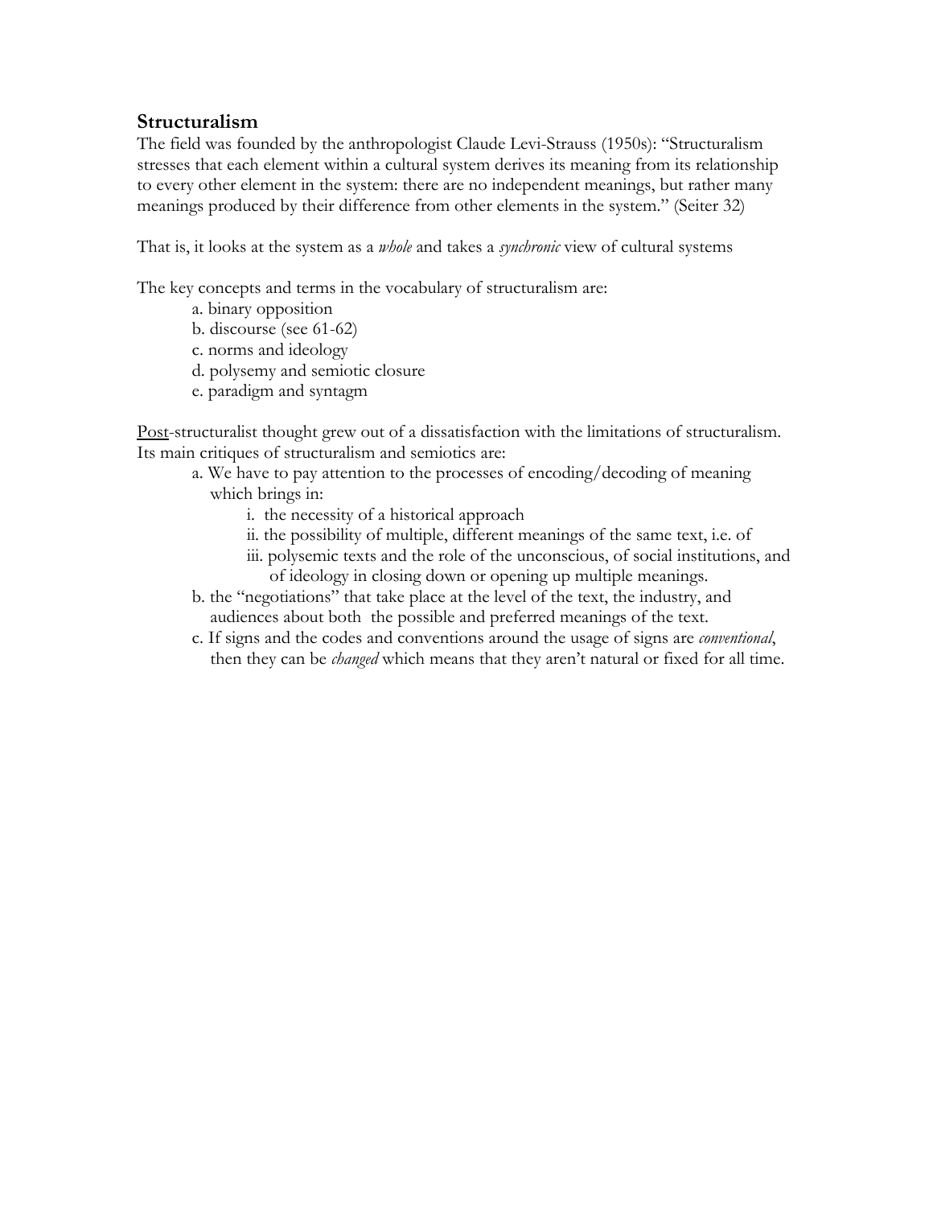## Structuralism

The field was founded by the anthropologist Claude Levi-Strauss (1950s): "Structuralism stresses that each element within a cultural system derives its meaning from its relationship to every other element in the system: there are no independent meanings, but rather many meanings produced by their difference from other elements in the system." (Seiter 32)

That is, it looks at the system as a *whole* and takes a *synchronic* view of cultural systems

The key concepts and terms in the vocabulary of structuralism are:

- a. binary opposition
- b. discourse (see 61-62)
- c. norms and ideology
- d. polysemy and semiotic closure
- e. paradigm and syntagm

<u>Post</u>-structuralist thought grew out of a dissatisfaction with the limitations of structuralism. Its main critiques of structuralism and semiotics are:

- a. We have to pay attention to the processes of encoding/decoding of meaning which brings in:
  - i. the necessity of a historical approach
  - ii. the possibility of multiple, different meanings of the same text, i.e. of
  - iii. polysemic texts and the role of the unconscious, of social institutions, and of ideology in closing down or opening up multiple meanings.
- b. the "negotiations" that take place at the level of the text, the industry, and audiences about both the possible and preferred meanings of the text.
- c. If signs and the codes and conventions around the usage of signs are *conventional*, then they can be *changed* which means that they aren't natural or fixed for all time.